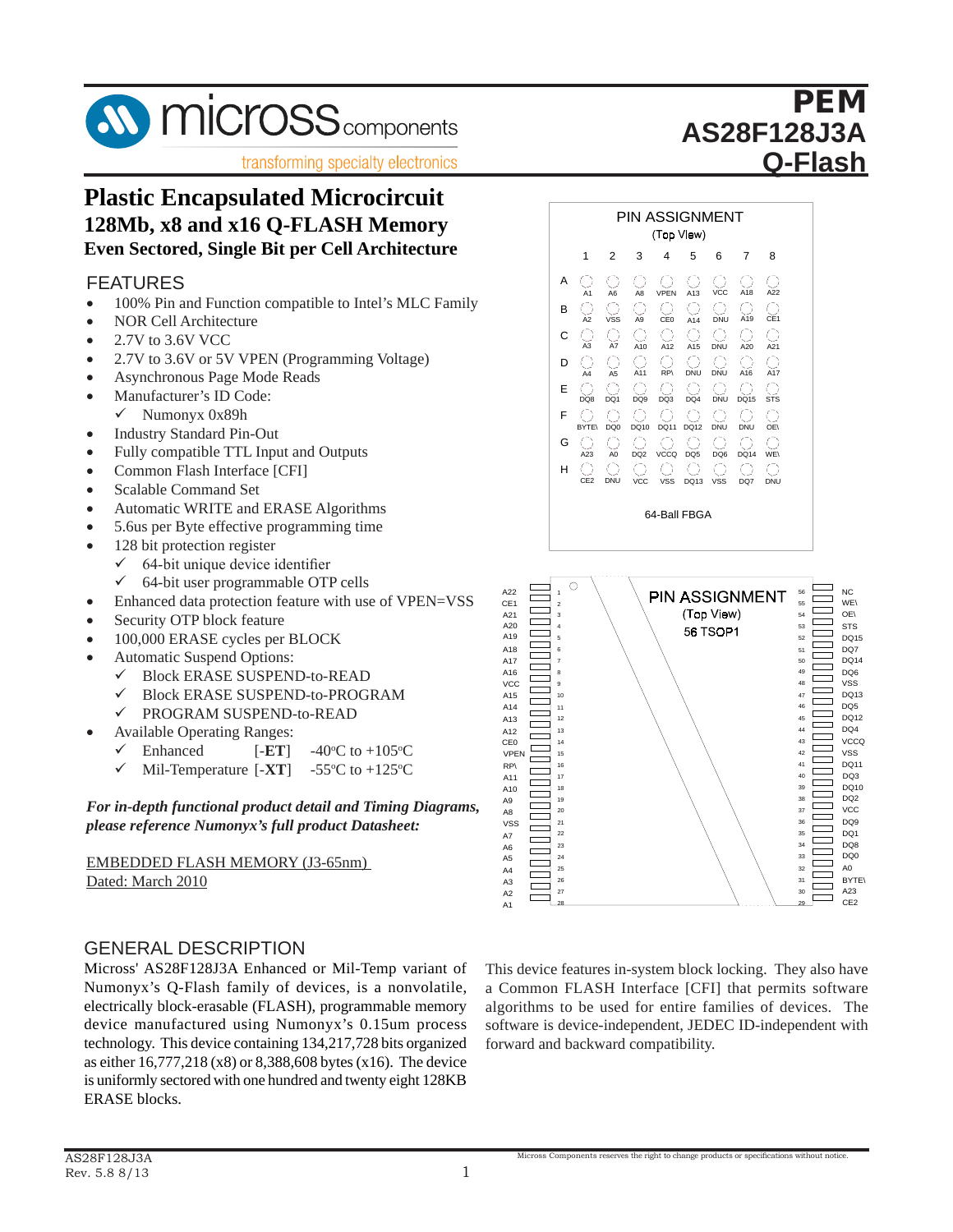# PEM AS28F128J3A Q-Flash

## Plastic Encapsulated Microcircuit

### 128Mb, x8 and x16 Q-FLASH Memory

### Even Sectored, Single Bit per Cell Architecture

## FEATURES

- 100% Pin and Function compatible to Intel's MLC Family
- NOR Cell Architecture
- 2.7V to 3.6V VCC
- 2.7V to 3.6V or 5V VPEN (Programming Voltage)
- Asynchronous Page Mode Reads
- Manufacturer's ID Code:
  - ✓ Numonyx 0x89h
- Industry Standard Pin-Out
- Fully compatible TTL Input and Outputs
- Common Flash Interface [CFI]
- Scalable Command Set
- Automatic WRITE and ERASE Algorithms
- 5.6us per Byte effective programming time
- 128 bit protection register
  - ✓ 64-bit unique device identifier
  - ✓ 64-bit user programmable OTP cells
- Enhanced data protection feature with use of VPEN=VSS
- Security OTP block feature
- 100,000 ERASE cycles per BLOCK
- Automatic Suspend Options:
  - ✓ Block ERASE SUSPEND-to-READ
  - ✓ Block ERASE SUSPEND-to-PROGRAM
  - ✓ PROGRAM SUSPEND-to-READ
- Available Operating Ranges:
  - ✓ Enhanced [-**ET**] -40°C to +105°C
  - ✓ Mil-Temperature [-**XT**] -55°C to +125°C

***For in-depth functional product detail and Timing Diagrams, please reference Numonyx's full product Datasheet:***

EMBEDDED FLASH MEMORY (J3-65nm)
Dated: March 2010

**PIN ASSIGNMENT (Top View) — 64-Ball FBGA**

| | 1 | 2 | 3 | 4 | 5 | 6 | 7 | 8 |
|---|---|---|---|---|---|---|---|---|
| A | A1 | A6 | A8 | VPEN | A13 | VCC | A18 | A22 |
| B | A2 | VSS | A9 | CE0 | A14 | DNU | A19 | CE1 |
| C | A3 | A7 | A10 | A12 | A15 | DNU | A20 | A21 |
| D | A4 | A5 | A11 | RP\ | DNU | DNU | A16 | A17 |
| E | DQ8 | DQ1 | DQ9 | DQ3 | DQ4 | DNU | DQ15 | STS |
| F | BYTE\ | DQ0 | DQ10 | DQ11 | DQ12 | DNU | DNU | OE\ |
| G | A23 | A0 | DQ2 | VCCQ | DQ5 | DQ6 | DQ14 | WE\ |
| H | CE2 | DNU | VCC | VSS | DQ13 | VSS | DQ7 | DNU |

**PIN ASSIGNMENT (Top View) — 56 TSOP1**

| Signal | Pin | Pin | Signal |
|---|---|---|---|
| A22 | 1 | 56 | NC |
| CE1 | 2 | 55 | WE\ |
| A21 | 3 | 54 | OE\ |
| A20 | 4 | 53 | STS |
| A19 | 5 | 52 | DQ15 |
| A18 | 6 | 51 | DQ7 |
| A17 | 7 | 50 | DQ14 |
| A16 | 8 | 49 | DQ6 |
| VCC | 9 | 48 | VSS |
| A15 | 10 | 47 | DQ13 |
| A14 | 11 | 46 | DQ5 |
| A13 | 12 | 45 | DQ12 |
| A12 | 13 | 44 | DQ4 |
| CE0 | 14 | 43 | VCCQ |
| VPEN | 15 | 42 | VSS |
| RP\ | 16 | 41 | DQ11 |
| A11 | 17 | 40 | DQ3 |
| A10 | 18 | 39 | DQ10 |
| A9 | 19 | 38 | DQ2 |
| A8 | 20 | 37 | VCC |
| VSS | 21 | 36 | DQ9 |
| A7 | 22 | 35 | DQ1 |
| A6 | 23 | 34 | DQ8 |
| A5 | 24 | 33 | DQ0 |
| A4 | 25 | 32 | A0 |
| A3 | 26 | 31 | BYTE\ |
| A2 | 27 | 30 | A23 |
| A1 | 28 | 29 | CE2 |

## GENERAL DESCRIPTION

Micross' AS28F128J3A Enhanced or Mil-Temp variant of Numonyx's Q-Flash family of devices, is a nonvolatile, electrically block-erasable (FLASH), programmable memory device manufactured using Numonyx's 0.15um process technology. This device containing 134,217,728 bits organized as either 16,777,218 (x8) or 8,388,608 bytes (x16). The device is uniformly sectored with one hundred and twenty eight 128KB ERASE blocks.

This device features in-system block locking. They also have a Common FLASH Interface [CFI] that permits software algorithms to be used for entire families of devices. The software is device-independent, JEDEC ID-independent with forward and backward compatibility.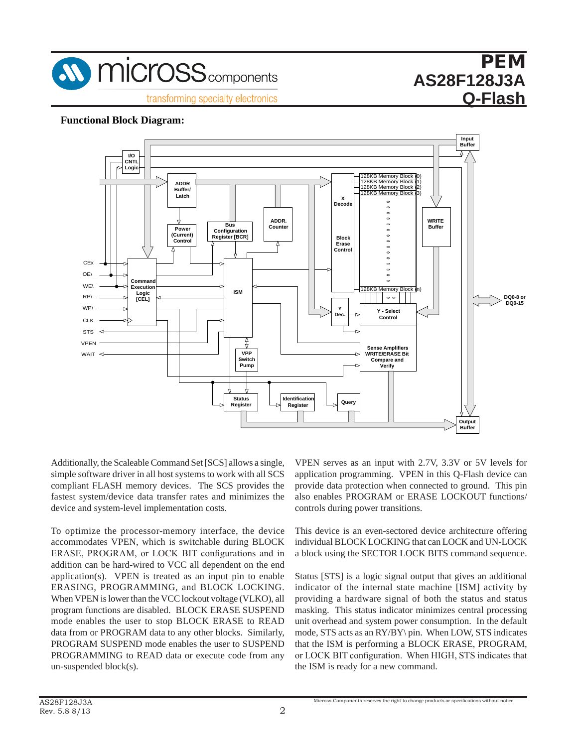**Functional Block Diagram:**

Additionally, the Scaleable Command Set [SCS] allows a single, simple software driver in all host systems to work with all SCS compliant FLASH memory devices. The SCS provides the fastest system/device data transfer rates and minimizes the device and system-level implementation costs.

To optimize the processor-memory interface, the device accommodates VPEN, which is switchable during BLOCK ERASE, PROGRAM, or LOCK BIT configurations and in addition can be hard-wired to VCC all dependent on the end application(s). VPEN is treated as an input pin to enable ERASING, PROGRAMMING, and BLOCK LOCKING. When VPEN is lower than the VCC lockout voltage (VLKO), all program functions are disabled. BLOCK ERASE SUSPEND mode enables the user to stop BLOCK ERASE to READ data from or PROGRAM data to any other blocks. Similarly, PROGRAM SUSPEND mode enables the user to SUSPEND PROGRAMMING to READ data or execute code from any un-suspended block(s).

VPEN serves as an input with 2.7V, 3.3V or 5V levels for application programming. VPEN in this Q-Flash device can provide data protection when connected to ground. This pin also enables PROGRAM or ERASE LOCKOUT functions/controls during power transitions.

This device is an even-sectored device architecture offering individual BLOCK LOCKING that can LOCK and UN-LOCK a block using the SECTOR LOCK BITS command sequence.

Status [STS] is a logic signal output that gives an additional indicator of the internal state machine [ISM] activity by providing a hardware signal of both the status and status masking. This status indicator minimizes central processing unit overhead and system power consumption. In the default mode, STS acts as an RY/BY\ pin. When LOW, STS indicates that the ISM is performing a BLOCK ERASE, PROGRAM, or LOCK BIT configuration. When HIGH, STS indicates that the ISM is ready for a new command.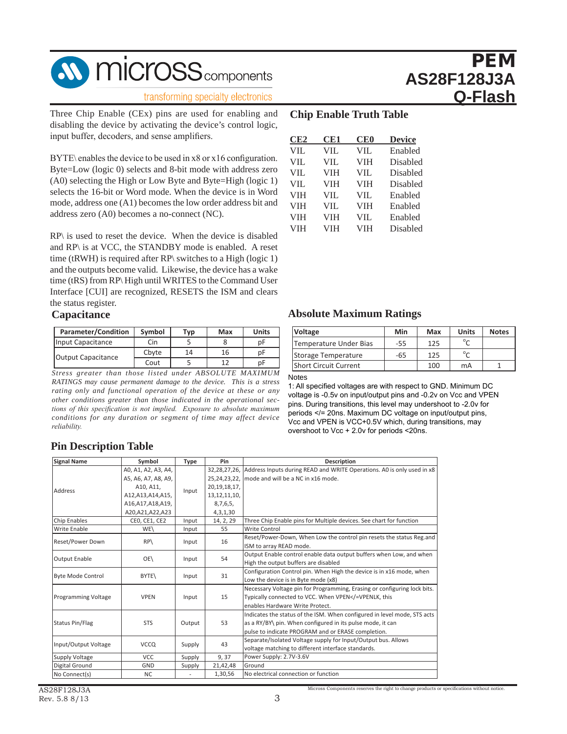Three Chip Enable (CEx) pins are used for enabling and disabling the device by activating the device's control logic, input buffer, decoders, and sense amplifiers.

BYTE\ enables the device to be used in x8 or x16 configuration. Byte=Low (logic 0) selects and 8-bit mode with address zero (A0) selecting the High or Low Byte and Byte=High (logic 1) selects the 16-bit or Word mode. When the device is in Word mode, address one (A1) becomes the low order address bit and address zero (A0) becomes a no-connect (NC).

RP\ is used to reset the device. When the device is disabled and RP\ is at VCC, the STANDBY mode is enabled. A reset time (tRWH) is required after RP\ switches to a High (logic 1) and the outputs become valid. Likewise, the device has a wake time (tRS) from RP\ High until WRITES to the Command User Interface [CUI] are recognized, RESETS the ISM and clears the status register.

## Chip Enable Truth Table

| CE2 | CE1 | CE0 | Device |
|---|---|---|---|
| VIL | VIL | VIL | Enabled |
| VIL | VIL | VIH | Disabled |
| VIL | VIH | VIL | Disabled |
| VIL | VIH | VIH | Disabled |
| VIH | VIL | VIL | Enabled |
| VIH | VIL | VIH | Enabled |
| VIH | VIH | VIL | Enabled |
| VIH | VIH | VIH | Disabled |

## Capacitance

| Parameter/Condition | Symbol | Typ | Max | Units |
|---|---|---|---|---|
| Input Capacitance | Cin | 5 | 8 | pF |
| Output Capacitance | Cbyte | 14 | 16 | pF |
| | Cout | 5 | 12 | pF |

*Stress greater than those listed under ABSOLUTE MAXIMUM RATINGS may cause permanent damage to the device. This is a stress rating only and functional operation of the device at these or any other conditions greater than those indicated in the operational sections of this specification is not implied. Exposure to absolute maximum conditions for any duration or segment of time may affect device reliability.*

## Absolute Maximum Ratings

| Voltage | Min | Max | Units | Notes |
|---|---|---|---|---|
| Temperature Under Bias | -55 | 125 | °C | |
| Storage Temperature | -65 | 125 | °C | |
| Short Circuit Current | | 100 | mA | 1 |

Notes

1: All specified voltages are with respect to GND. Minimum DC voltage is -0.5v on input/output pins and -0.2v on Vcc and VPEN pins. During transitions, this level may undershoot to -2.0v for periods </= 20ns. Maximum DC voltage on input/output pins, Vcc and VPEN is VCC+0.5V which, during transitions, may overshoot to Vcc + 2.0v for periods <20ns.

## Pin Description Table

| Signal Name | Symbol | Type | Pin | Description |
|---|---|---|---|---|
| Address | A0, A1, A2, A3, A4, A5, A6, A7, A8, A9, A10, A11, A12,A13,A14,A15, A16,A17,A18,A19, A20,A21,A22,A23 | Input | 32,28,27,26, 25,24,23,22, 20,19,18,17, 13,12,11,10, 8,7,6,5, 4,3,1,30 | Address Inputs during READ and WRITE Operations. A0 is only used in x8 mode and will be a NC in x16 mode. |
| Chip Enables | CE0, CE1, CE2 | Input | 14, 2, 29 | Three Chip Enable pins for Multiple devices. See chart for function |
| Write Enable | WE\ | Input | 55 | Write Control |
| Reset/Power Down | RP\ | Input | 16 | Reset/Power-Down, When Low the control pin resets the status Reg.and ISM to array READ mode. |
| Output Enable | OE\ | Input | 54 | Output Enable control enable data output buffers when Low, and when High the output buffers are disabled |
| Byte Mode Control | BYTE\ | Input | 31 | Configuration Control pin. When High the device is in x16 mode, when Low the device is in Byte mode (x8) |
| Programming Voltage | VPEN | Input | 15 | Necessary Voltage pin for Programming, Erasing or configuring lock bits. Typically connected to VCC. When VPEN</=VPENLK, this enables Hardware Write Protect. |
| Status Pin/Flag | STS | Output | 53 | Indicates the status of the ISM. When configured in level mode, STS acts as a RY/BY\ pin. When configured in its pulse mode, it can pulse to indicate PROGRAM and or ERASE completion. |
| Input/Output Voltage | VCCQ | Supply | 43 | Separate/Isolated Voltage supply for Input/Output bus. Allows voltage matching to different interface standards. |
| Supply Voltage | VCC | Supply | 9, 37 | Power Supply: 2.7V-3.6V |
| Digital Ground | GND | Supply | 21,42,48 | Ground |
| No Connect(s) | NC | - | 1,30,56 | No electrical connection or function |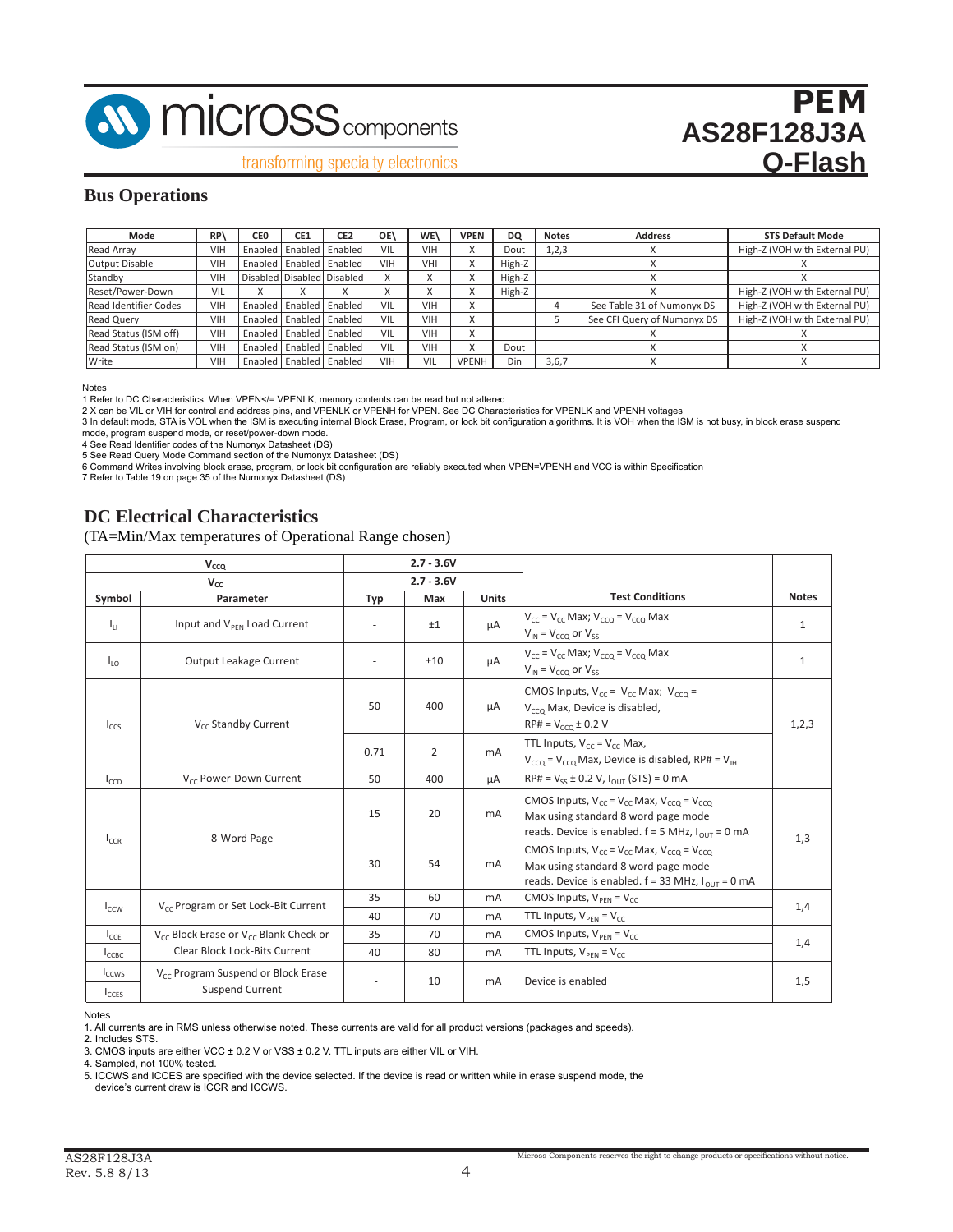## Bus Operations

| Mode | RP\ | CE0 | CE1 | CE2 | OE\ | WE\ | VPEN | DQ | Notes | Address | STS Default Mode |
|---|---|---|---|---|---|---|---|---|---|---|---|
| Read Array | VIH | Enabled | Enabled | Enabled | VIL | VIH | X | Dout | 1,2,3 | X | High-Z (VOH with External PU) |
| Output Disable | VIH | Enabled | Enabled | Enabled | VIH | VHI | X | High-Z | | X | X |
| Standby | VIH | Disabled | Disabled | Disabled | X | X | X | High-Z | | X | X |
| Reset/Power-Down | VIL | X | X | X | X | X | X | High-Z | | X | High-Z (VOH with External PU) |
| Read Identifier Codes | VIH | Enabled | Enabled | Enabled | VIL | VIH | X | | 4 | See Table 31 of Numonyx DS | High-Z (VOH with External PU) |
| Read Query | VIH | Enabled | Enabled | Enabled | VIL | VIH | X | | 5 | See CFI Query of Numonyx DS | High-Z (VOH with External PU) |
| Read Status (ISM off) | VIH | Enabled | Enabled | Enabled | VIL | VIH | X | | | X | X |
| Read Status (ISM on) | VIH | Enabled | Enabled | Enabled | VIL | VIH | X | Dout | | X | X |
| Write | VIH | Enabled | Enabled | Enabled | VIH | VIL | VPENH | Din | 3,6,7 | X | X |

Notes

1 Refer to DC Characteristics. When VPEN</= VPENLK, memory contents can be read but not altered

2 X can be VIL or VIH for control and address pins, and VPENLK or VPENH for VPEN. See DC Characteristics for VPENLK and VPENH voltages

3 In default mode, STA is VOL when the ISM is executing internal Block Erase, Program, or lock bit configuration algorithms. It is VOH when the ISM is not busy, in block erase suspend mode, program suspend mode, or reset/power-down mode.

4 See Read Identifier codes of the Numonyx Datasheet (DS)

5 See Read Query Mode Command section of the Numonyx Datasheet (DS)

6 Command Writes involving block erase, program, or lock bit configuration are reliably executed when VPEN=VPENH and VCC is within Specification

7 Refer to Table 19 on page 35 of the Numonyx Datasheet (DS)

## DC Electrical Characteristics

(TA=Min/Max temperatures of Operational Range chosen)

| $V_{CCQ}$ | | 2.7 - 3.6V | | | | |
|---|---|---|---|---|---|---|
| $V_{CC}$ | | 2.7 - 3.6V | | | | |
| **Symbol** | **Parameter** | **Typ** | **Max** | **Units** | **Test Conditions** | **Notes** |
| $I_{LI}$ | Input and $V_{PEN}$ Load Current | - | ±1 | µA | $V_{CC}$ = $V_{CC}$ Max; $V_{CCQ}$ = $V_{CCQ}$ Max $V_{IN}$ = $V_{CCQ}$ or $V_{SS}$ | 1 |
| $I_{LO}$ | Output Leakage Current | - | ±10 | µA | $V_{CC}$ = $V_{CC}$ Max; $V_{CCQ}$ = $V_{CCQ}$ Max $V_{IN}$ = $V_{CCQ}$ or $V_{SS}$ | 1 |
| $I_{CCS}$ | $V_{CC}$ Standby Current | 50 | 400 | µA | CMOS Inputs, $V_{CC}$ = $V_{CC}$ Max; $V_{CCQ}$ = $V_{CCQ}$ Max, Device is disabled, RP# = $V_{CCQ}$ ± 0.2 V | 1,2,3 |
| | | 0.71 | 2 | mA | TTL Inputs, $V_{CC}$ = $V_{CC}$ Max, $V_{CCQ}$ = $V_{CCQ}$ Max, Device is disabled, RP# = $V_{IH}$ | |
| $I_{CCD}$ | $V_{CC}$ Power-Down Current | 50 | 400 | µA | RP# = $V_{SS}$ ± 0.2 V, $I_{OUT}$ (STS) = 0 mA | |
| $I_{CCR}$ | 8-Word Page | 15 | 20 | mA | CMOS Inputs, $V_{CC}$ = $V_{CC}$ Max, $V_{CCQ}$ = $V_{CCQ}$ Max using standard 8 word page mode reads. Device is enabled. f = 5 MHz, $I_{OUT}$ = 0 mA | 1,3 |
| | | 30 | 54 | mA | CMOS Inputs, $V_{CC}$ = $V_{CC}$ Max, $V_{CCQ}$ = $V_{CCQ}$ Max using standard 8 word page mode reads. Device is enabled. f = 33 MHz, $I_{OUT}$ = 0 mA | |
| $I_{CCW}$ | $V_{CC}$ Program or Set Lock-Bit Current | 35 | 60 | mA | CMOS Inputs, $V_{PEN}$ = $V_{CC}$ | 1,4 |
| | | 40 | 70 | mA | TTL Inputs, $V_{PEN}$ = $V_{CC}$ | |
| $I_{CCE}$ | $V_{CC}$ Block Erase or $V_{CC}$ Blank Check or Clear Block Lock-Bits Current | 35 | 70 | mA | CMOS Inputs, $V_{PEN}$ = $V_{CC}$ | 1,4 |
| $I_{CCBC}$ | | 40 | 80 | mA | TTL Inputs, $V_{PEN}$ = $V_{CC}$ | |
| $I_{CCWS}$ $I_{CCES}$ | $V_{CC}$ Program Suspend or Block Erase Suspend Current | - | 10 | mA | Device is enabled | 1,5 |

Notes

1. All currents are in RMS unless otherwise noted. These currents are valid for all product versions (packages and speeds).
2. Includes STS.
3. CMOS inputs are either VCC ± 0.2 V or VSS ± 0.2 V. TTL inputs are either VIL or VIH.
4. Sampled, not 100% tested.
5. ICCWS and ICCES are specified with the device selected. If the device is read or written while in erase suspend mode, the device's current draw is ICCR and ICCWS.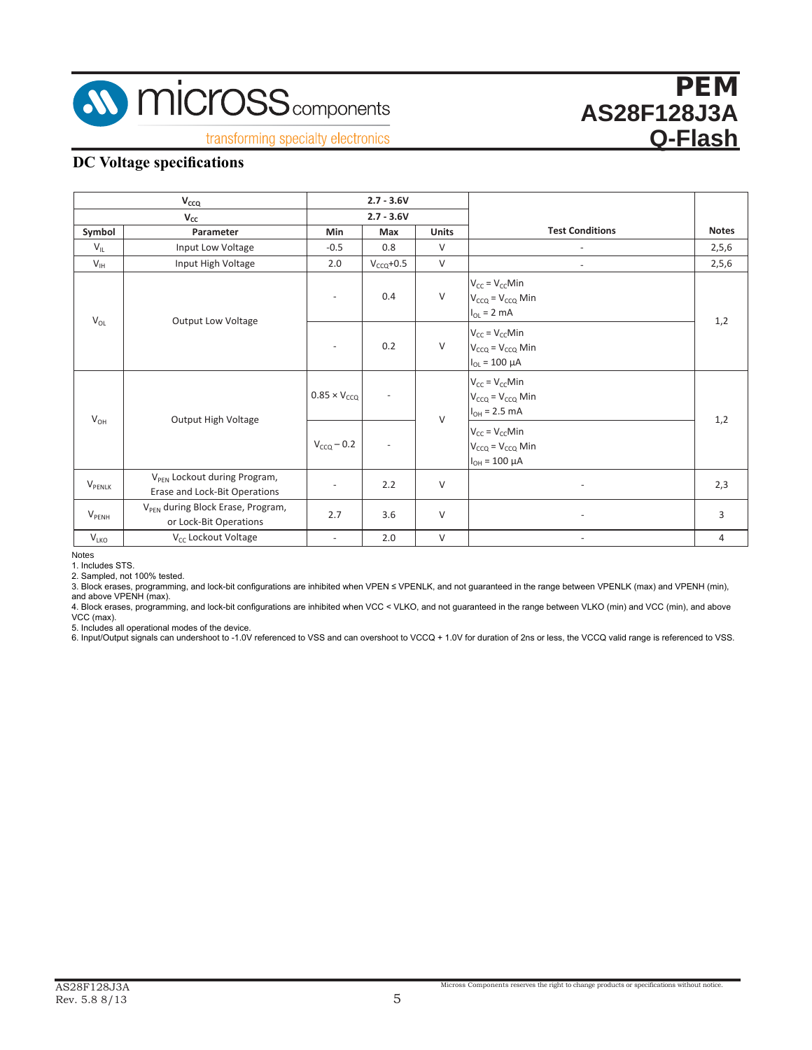## DC Voltage specifications

| $V_{CCQ}$ | | 2.7 - 3.6V | | | | |
|---|---|---|---|---|---|---|
| $V_{CC}$ | | 2.7 - 3.6V | | | | |
| **Symbol** | **Parameter** | **Min** | **Max** | **Units** | **Test Conditions** | **Notes** |
| $V_{IL}$ | Input Low Voltage | -0.5 | 0.8 | V | - | 2,5,6 |
| $V_{IH}$ | Input High Voltage | 2.0 | $V_{CCQ}$+0.5 | V | - | 2,5,6 |
| $V_{OL}$ | Output Low Voltage | - | 0.4 | V | $V_{CC} = V_{CC}$Min<br>$V_{CCQ} = V_{CCQ}$ Min<br>$I_{OL}$ = 2 mA | 1,2 |
| | | - | 0.2 | V | $V_{CC} = V_{CC}$Min<br>$V_{CCQ} = V_{CCQ}$ Min<br>$I_{OL}$ = 100 µA | |
| $V_{OH}$ | Output High Voltage | 0.85 × $V_{CCQ}$ | - | V | $V_{CC} = V_{CC}$Min<br>$V_{CCQ} = V_{CCQ}$ Min<br>$I_{OH}$ = 2.5 mA | 1,2 |
| | | $V_{CCQ}$ – 0.2 | - | | $V_{CC} = V_{CC}$Min<br>$V_{CCQ} = V_{CCQ}$ Min<br>$I_{OH}$ = 100 µA | |
| $V_{PENLK}$ | $V_{PEN}$ Lockout during Program, Erase and Lock-Bit Operations | - | 2.2 | V | - | 2,3 |
| $V_{PENH}$ | $V_{PEN}$ during Block Erase, Program, or Lock-Bit Operations | 2.7 | 3.6 | V | - | 3 |
| $V_{LKO}$ | $V_{CC}$ Lockout Voltage | - | 2.0 | V | - | 4 |

Notes
1. Includes STS.
2. Sampled, not 100% tested.
3. Block erases, programming, and lock-bit configurations are inhibited when VPEN ≤ VPENLK, and not guaranteed in the range between VPENLK (max) and VPENH (min), and above VPENH (max).
4. Block erases, programming, and lock-bit configurations are inhibited when VCC < VLKO, and not guaranteed in the range between VLKO (min) and VCC (min), and above VCC (max).
5. Includes all operational modes of the device.
6. Input/Output signals can undershoot to -1.0V referenced to VSS and can overshoot to VCCQ + 1.0V for duration of 2ns or less, the VCCQ valid range is referenced to VSS.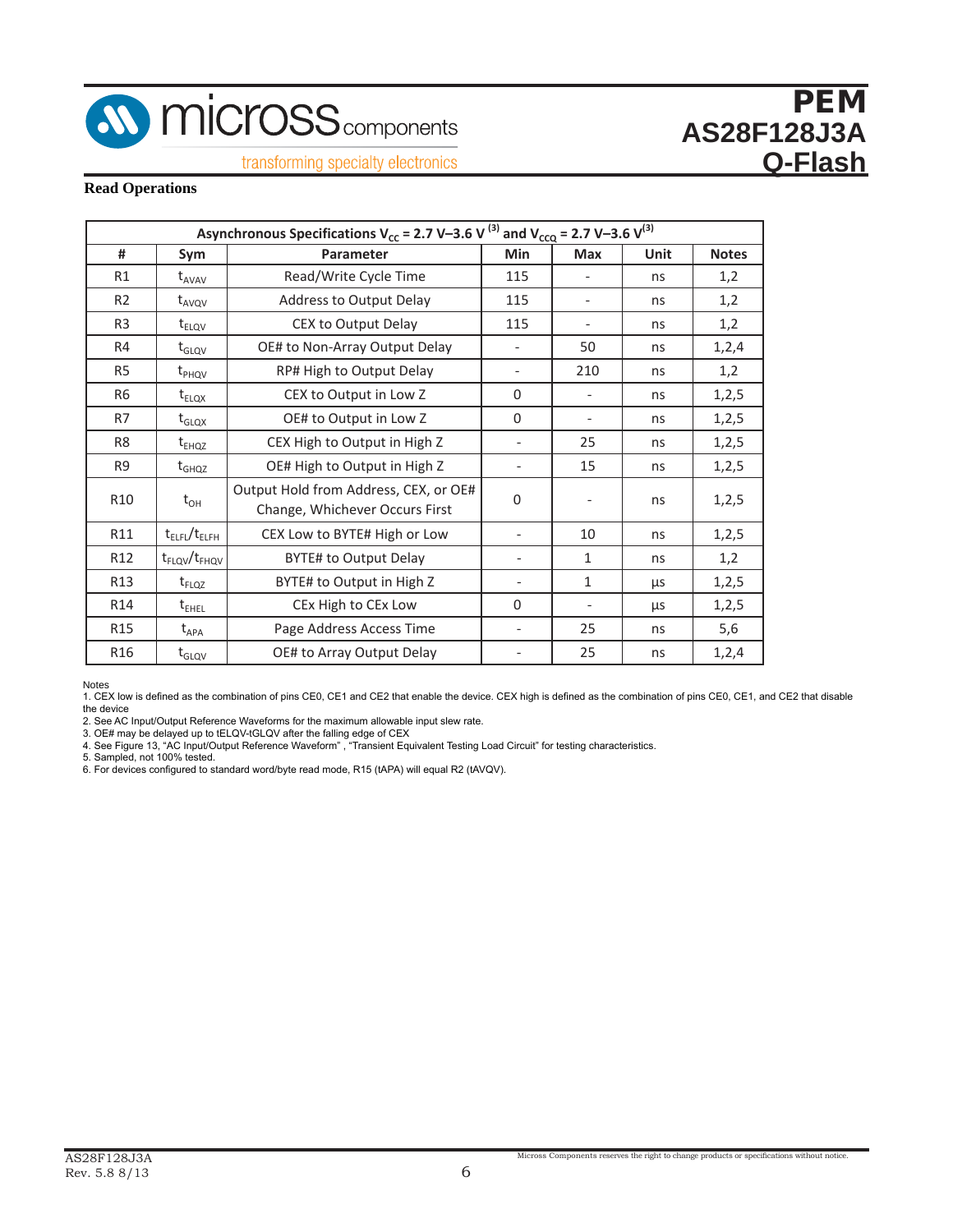## Read Operations

| Asynchronous Specifications $V_{CC}$ = 2.7 V–3.6 V [3] and $V_{CCQ}$ = 2.7 V–3.6 V[3] | | | | | | |
|---|---|---|---|---|---|---|
| # | Sym | Parameter | Min | Max | Unit | Notes |
| R1 | $t_{AVAV}$ | Read/Write Cycle Time | 115 | - | ns | 1,2 |
| R2 | $t_{AVQV}$ | Address to Output Delay | 115 | - | ns | 1,2 |
| R3 | $t_{ELQV}$ | CEX to Output Delay | 115 | - | ns | 1,2 |
| R4 | $t_{GLQV}$ | OE# to Non-Array Output Delay | - | 50 | ns | 1,2,4 |
| R5 | $t_{PHQV}$ | RP# High to Output Delay | - | 210 | ns | 1,2 |
| R6 | $t_{ELQX}$ | CEX to Output in Low Z | 0 | - | ns | 1,2,5 |
| R7 | $t_{GLQX}$ | OE# to Output in Low Z | 0 | - | ns | 1,2,5 |
| R8 | $t_{EHQZ}$ | CEX High to Output in High Z | - | 25 | ns | 1,2,5 |
| R9 | $t_{GHQZ}$ | OE# High to Output in High Z | - | 15 | ns | 1,2,5 |
| R10 | $t_{OH}$ | Output Hold from Address, CEX, or OE# Change, Whichever Occurs First | 0 | - | ns | 1,2,5 |
| R11 | $t_{ELFL}$/$t_{ELFH}$ | CEX Low to BYTE# High or Low | - | 10 | ns | 1,2,5 |
| R12 | $t_{FLQV}$/$t_{FHQV}$ | BYTE# to Output Delay | - | 1 | ns | 1,2 |
| R13 | $t_{FLQZ}$ | BYTE# to Output in High Z | - | 1 | µs | 1,2,5 |
| R14 | $t_{EHEL}$ | CEx High to CEx Low | 0 | - | µs | 1,2,5 |
| R15 | $t_{APA}$ | Page Address Access Time | - | 25 | ns | 5,6 |
| R16 | $t_{GLQV}$ | OE# to Array Output Delay | - | 25 | ns | 1,2,4 |

Notes
1. CEX low is defined as the combination of pins CE0, CE1 and CE2 that enable the device. CEX high is defined as the combination of pins CE0, CE1, and CE2 that disable the device
2. See AC Input/Output Reference Waveforms for the maximum allowable input slew rate.
3. OE# may be delayed up to tELQV-tGLQV after the falling edge of CEX
4. See Figure 13, "AC Input/Output Reference Waveform" , "Transient Equivalent Testing Load Circuit" for testing characteristics.
5. Sampled, not 100% tested.
6. For devices configured to standard word/byte read mode, R15 (tAPA) will equal R2 (tAVQV).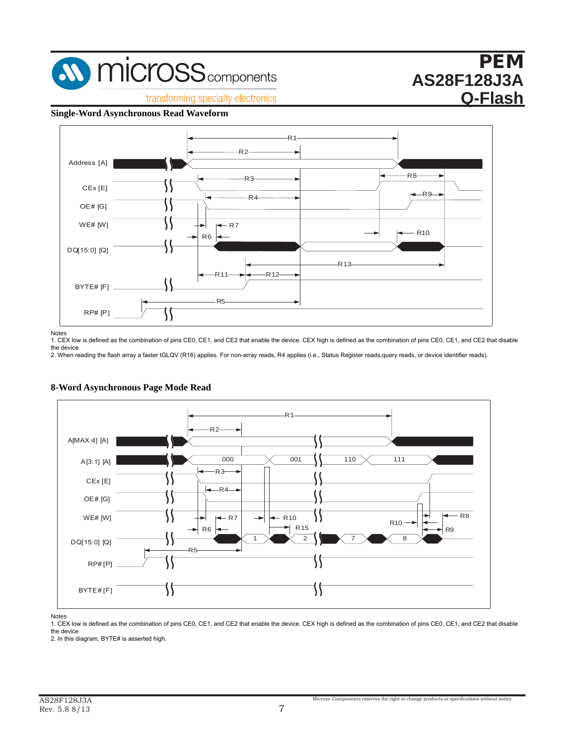## Single-Word Asynchronous Read Waveform

Notes
1. CEX low is defined as the combination of pins CE0, CE1, and CE2 that enable the device. CEX high is defined as the combination of pins CE0, CE1, and CE2 that disable the device
2. When reading the flash array a faster tGLQV (R16) applies. For non-array reads, R4 applies (i.e., Status Register reads,query reads, or device identifier reads).

## 8-Word Asynchronous Page Mode Read

Notes
1. CEX low is defined as the combination of pins CE0, CE1, and CE2 that enable the device. CEX high is defined as the combination of pins CE0, CE1, and CE2 that disable the device
2. In this diagram, BYTE# is asserted high.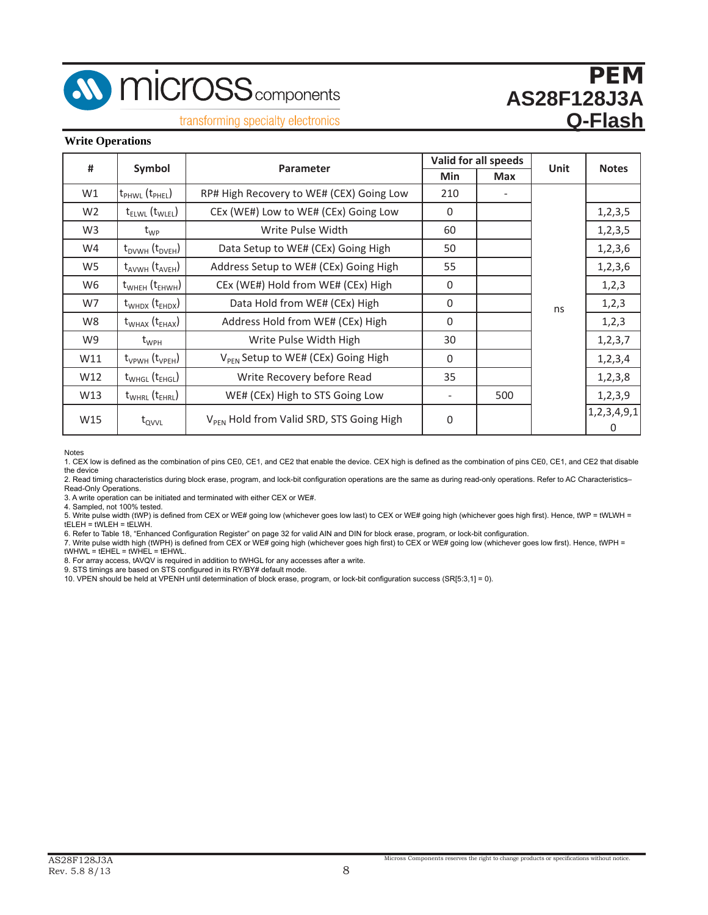**Write Operations**

| # | Symbol | Parameter | Valid for all speeds | | Unit | Notes |
|---|---|---|---|---|---|---|
| | | | Min | Max | | |
| W1 | $t_{PHWL}$ ($t_{PHEL}$) | RP# High Recovery to WE# (CEX) Going Low | 210 | - | ns | |
| W2 | $t_{ELWL}$ ($t_{WLEL}$) | CEx (WE#) Low to WE# (CEx) Going Low | 0 | | ns | 1,2,3,5 |
| W3 | $t_{WP}$ | Write Pulse Width | 60 | | ns | 1,2,3,5 |
| W4 | $t_{DVWH}$ ($t_{DVEH}$) | Data Setup to WE# (CEx) Going High | 50 | | ns | 1,2,3,6 |
| W5 | $t_{AVWH}$ ($t_{AVEH}$) | Address Setup to WE# (CEx) Going High | 55 | | ns | 1,2,3,6 |
| W6 | $t_{WHEH}$ ($t_{EHWH}$) | CEx (WE#) Hold from WE# (CEx) High | 0 | | ns | 1,2,3 |
| W7 | $t_{WHDX}$ ($t_{EHDX}$) | Data Hold from WE# (CEx) High | 0 | | ns | 1,2,3 |
| W8 | $t_{WHAX}$ ($t_{EHAX}$) | Address Hold from WE# (CEx) High | 0 | | ns | 1,2,3 |
| W9 | $t_{WPH}$ | Write Pulse Width High | 30 | | ns | 1,2,3,7 |
| W11 | $t_{VPWH}$ ($t_{VPEH}$) | $V_{PEN}$ Setup to WE# (CEx) Going High | 0 | | ns | 1,2,3,4 |
| W12 | $t_{WHGL}$ ($t_{EHGL}$) | Write Recovery before Read | 35 | | ns | 1,2,3,8 |
| W13 | $t_{WHRL}$ ($t_{EHRL}$) | WE# (CEx) High to STS Going Low | - | 500 | ns | 1,2,3,9 |
| W15 | $t_{QVVL}$ | $V_{PEN}$ Hold from Valid SRD, STS Going High | 0 | | ns | 1,2,3,4,9,10 |

Notes

1. CEX low is defined as the combination of pins CE0, CE1, and CE2 that enable the device. CEX high is defined as the combination of pins CE0, CE1, and CE2 that disable the device
2. Read timing characteristics during block erase, program, and lock-bit configuration operations are the same as during read-only operations. Refer to AC Characteristics–Read-Only Operations.
3. A write operation can be initiated and terminated with either CEX or WE#.
4. Sampled, not 100% tested.
5. Write pulse width (tWP) is defined from CEX or WE# going low (whichever goes low last) to CEX or WE# going high (whichever goes high first). Hence, tWP = tWLWH = tELEH = tWLEH = tELWH.
6. Refer to Table 18, "Enhanced Configuration Register" on page 32 for valid AIN and DIN for block erase, program, or lock-bit configuration.
7. Write pulse width high (tWPH) is defined from CEX or WE# going high (whichever goes high first) to CEX or WE# going low (whichever goes low first). Hence, tWPH = tWHWL = tEHEL = tWHEL = tEHWL.
8. For array access, tAVQV is required in addition to tWHGL for any accesses after a write.
9. STS timings are based on STS configured in its RY/BY# default mode.
10. VPEN should be held at VPENH until determination of block erase, program, or lock-bit configuration success (SR[5:3,1] = 0).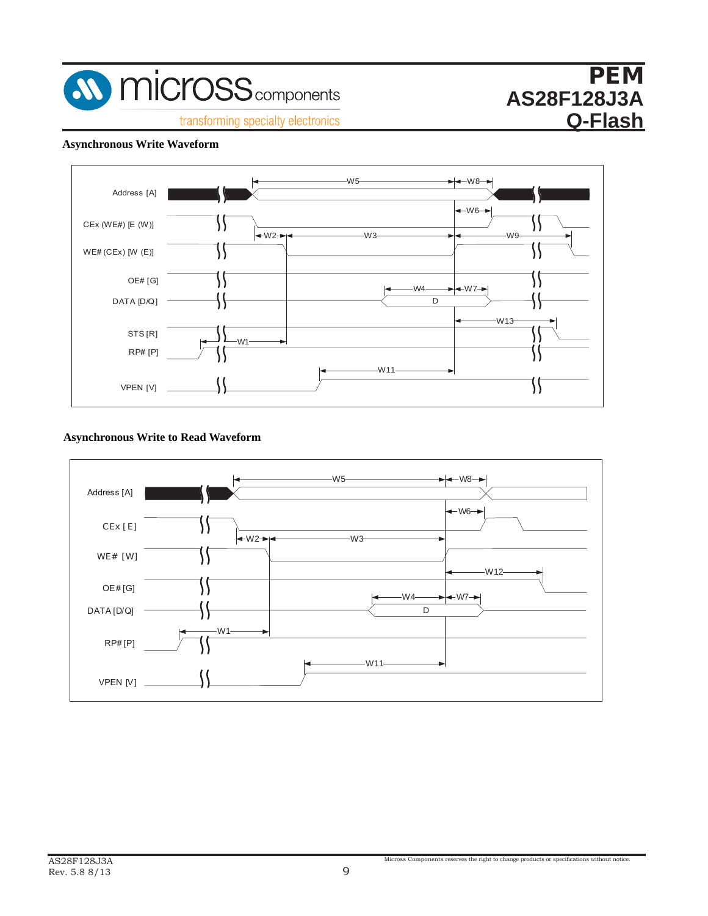### Asynchronous Write Waveform

Address [A]

CEx (WE#) [E (W)]

WE# (CEx) [W (E)]

OE# [G]

DATA [D/Q]

STS [R]

RP# [P]

VPEN [V]

W1 W2 W3 W4 W5 W6 W7 W8 W9 W11 W13 D

### Asynchronous Write to Read Waveform

Address [A]

CEx [E]

WE# [W]

OE# [G]

DATA [D/Q]

RP# [P]

VPEN [V]

W1 W2 W3 W4 W5 W6 W7 W8 W11 W12 D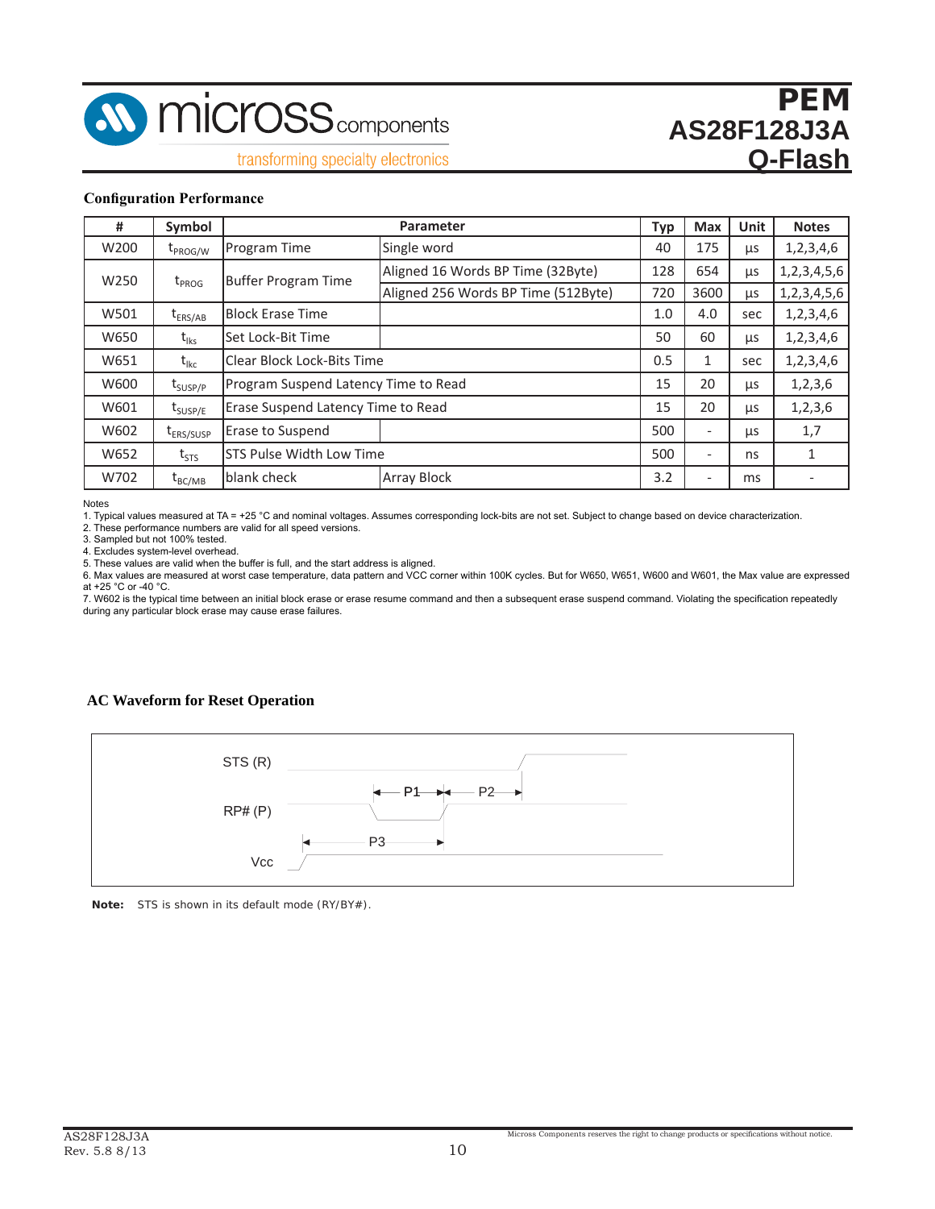## Configuration Performance

| # | Symbol | Parameter | | Typ | Max | Unit | Notes |
|---|---|---|---|---|---|---|---|
| W200 | $t_{PROG/W}$ | Program Time | Single word | 40 | 175 | µs | 1,2,3,4,6 |
| W250 | $t_{PROG}$ | Buffer Program Time | Aligned 16 Words BP Time (32Byte) | 128 | 654 | µs | 1,2,3,4,5,6 |
| | | | Aligned 256 Words BP Time (512Byte) | 720 | 3600 | µs | 1,2,3,4,5,6 |
| W501 | $t_{ERS/AB}$ | Block Erase Time | | 1.0 | 4.0 | sec | 1,2,3,4,6 |
| W650 | $t_{lks}$ | Set Lock-Bit Time | | 50 | 60 | µs | 1,2,3,4,6 |
| W651 | $t_{lkc}$ | Clear Block Lock-Bits Time | | 0.5 | 1 | sec | 1,2,3,4,6 |
| W600 | $t_{SUSP/P}$ | Program Suspend Latency Time to Read | | 15 | 20 | µs | 1,2,3,6 |
| W601 | $t_{SUSP/E}$ | Erase Suspend Latency Time to Read | | 15 | 20 | µs | 1,2,3,6 |
| W602 | $t_{ERS/SUSP}$ | Erase to Suspend | | 500 | - | µs | 1,7 |
| W652 | $t_{STS}$ | STS Pulse Width Low Time | | 500 | - | ns | 1 |
| W702 | $t_{BC/MB}$ | blank check | Array Block | 3.2 | - | ms | - |

Notes
1. Typical values measured at TA = +25 °C and nominal voltages. Assumes corresponding lock-bits are not set. Subject to change based on device characterization.
2. These performance numbers are valid for all speed versions.
3. Sampled but not 100% tested.
4. Excludes system-level overhead.
5. These values are valid when the buffer is full, and the start address is aligned.
6. Max values are measured at worst case temperature, data pattern and VCC corner within 100K cycles. But for W650, W651, W600 and W601, the Max value are expressed at +25 °C or -40 °C.
7. W602 is the typical time between an initial block erase or erase resume command and then a subsequent erase suspend command. Violating the specification repeatedly during any particular block erase may cause erase failures.

## AC Waveform for Reset Operation

STS (R)

P1 P2

RP# (P)

P3

Vcc

**Note:** STS is shown in its default mode (RY/BY#).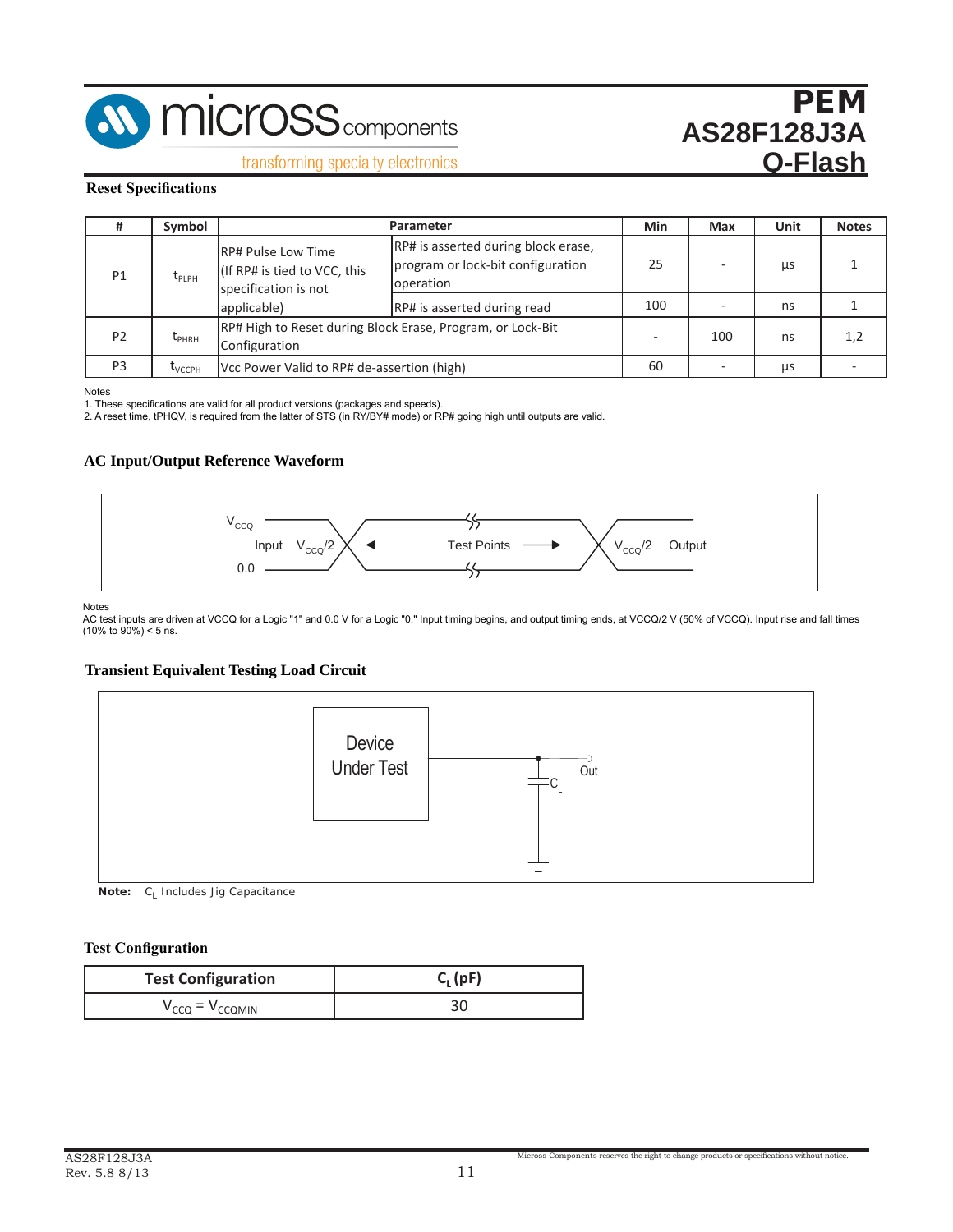## Reset Specifications

| # | Symbol | Parameter | | Min | Max | Unit | Notes |
|---|---|---|---|---|---|---|---|
| P1 | $t_{PLPH}$ | RP# Pulse Low Time (If RP# is tied to VCC, this specification is not applicable) | RP# is asserted during block erase, program or lock-bit configuration operation | 25 | - | µs | 1 |
| | | | RP# is asserted during read | 100 | - | ns | 1 |
| P2 | $t_{PHRH}$ | RP# High to Reset during Block Erase, Program, or Lock-Bit Configuration | | - | 100 | ns | 1,2 |
| P3 | $t_{VCCPH}$ | Vcc Power Valid to RP# de-assertion (high) | | 60 | - | µs | - |

Notes
1. These specifications are valid for all product versions (packages and speeds).
2. A reset time, tPHQV, is required from the latter of STS (in RY/BY# mode) or RP# going high until outputs are valid.

## AC Input/Output Reference Waveform

$V_{CCQ}$ Input $V_{CCQ}/2$ ← Test Points → $V_{CCQ}/2$ Output
0.0

Notes
AC test inputs are driven at VCCQ for a Logic "1" and 0.0 V for a Logic "0." Input timing begins, and output timing ends, at VCCQ/2 V (50% of VCCQ). Input rise and fall times (10% to 90%) < 5 ns.

## Transient Equivalent Testing Load Circuit

Device Under Test — Out — $C_L$

**Note:** $C_L$ Includes Jig Capacitance

## Test Configuration

| Test Configuration | $C_L$ (pF) |
|---|---|
| $V_{CCQ} = V_{CCQMIN}$ | 30 |

Micross Components reserves the right to change products or specifications without notice.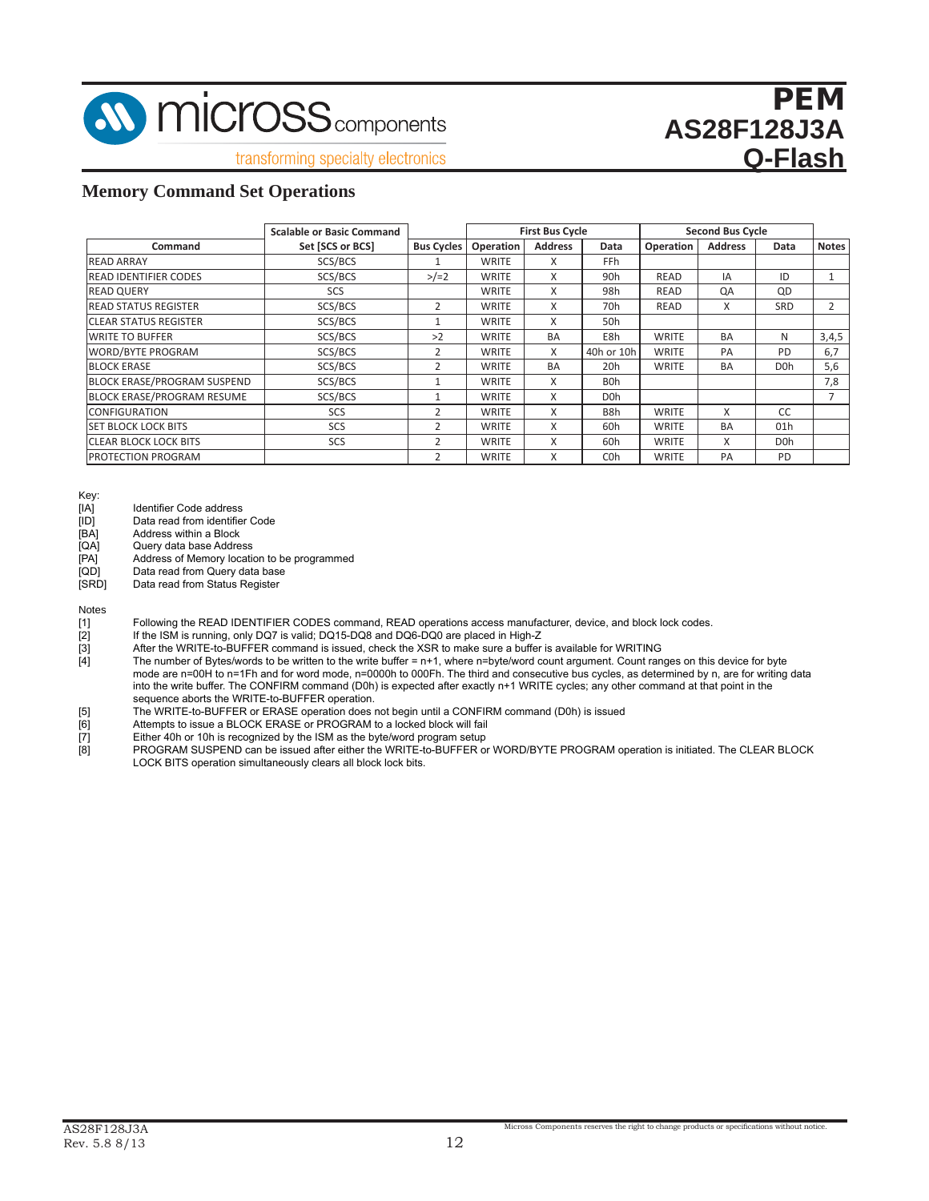## Memory Command Set Operations

| Command | Scalable or Basic Command Set [SCS or BCS] | Bus Cycles | First Bus Cycle | | | Second Bus Cycle | | | Notes |
|---|---|---|---|---|---|---|---|---|---|
| | | | Operation | Address | Data | Operation | Address | Data | |
| READ ARRAY | SCS/BCS | 1 | WRITE | X | FFh | | | | |
| READ IDENTIFIER CODES | SCS/BCS | >/=2 | WRITE | X | 90h | READ | IA | ID | 1 |
| READ QUERY | SCS | | WRITE | X | 98h | READ | QA | QD | |
| READ STATUS REGISTER | SCS/BCS | 2 | WRITE | X | 70h | READ | X | SRD | 2 |
| CLEAR STATUS REGISTER | SCS/BCS | 1 | WRITE | X | 50h | | | | |
| WRITE TO BUFFER | SCS/BCS | >2 | WRITE | BA | E8h | WRITE | BA | N | 3,4,5 |
| WORD/BYTE PROGRAM | SCS/BCS | 2 | WRITE | X | 40h or 10h | WRITE | PA | PD | 6,7 |
| BLOCK ERASE | SCS/BCS | 2 | WRITE | BA | 20h | WRITE | BA | D0h | 5,6 |
| BLOCK ERASE/PROGRAM SUSPEND | SCS/BCS | 1 | WRITE | X | B0h | | | | 7,8 |
| BLOCK ERASE/PROGRAM RESUME | SCS/BCS | 1 | WRITE | X | D0h | | | | 7 |
| CONFIGURATION | SCS | 2 | WRITE | X | B8h | WRITE | X | CC | |
| SET BLOCK LOCK BITS | SCS | 2 | WRITE | X | 60h | WRITE | BA | 01h | |
| CLEAR BLOCK LOCK BITS | SCS | 2 | WRITE | X | 60h | WRITE | X | D0h | |
| PROTECTION PROGRAM | | 2 | WRITE | X | C0h | WRITE | PA | PD | |

Key:

| | |
|---|---|
| [IA] | Identifier Code address |
| [ID] | Data read from identifier Code |
| [BA] | Address within a Block |
| [QA] | Query data base Address |
| [PA] | Address of Memory location to be programmed |
| [QD] | Data read from Query data base |
| [SRD] | Data read from Status Register |

Notes

[1] Following the READ IDENTIFIER CODES command, READ operations access manufacturer, device, and block lock codes.

[2] If the ISM is running, only DQ7 is valid; DQ15-DQ8 and DQ6-DQ0 are placed in High-Z

[3] After the WRITE-to-BUFFER command is issued, check the XSR to make sure a buffer is available for WRITING

[4] The number of Bytes/words to be written to the write buffer = n+1, where n=byte/word count argument. Count ranges on this device for byte mode are n=00H to n=1Fh and for word mode, n=0000h to 000Fh. The third and consecutive bus cycles, as determined by n, are for writing data into the write buffer. The CONFIRM command (D0h) is expected after exactly n+1 WRITE cycles; any other command at that point in the sequence aborts the WRITE-to-BUFFER operation.

[5] The WRITE-to-BUFFER or ERASE operation does not begin until a CONFIRM command (D0h) is issued

[6] Attempts to issue a BLOCK ERASE or PROGRAM to a locked block will fail

[7] Either 40h or 10h is recognized by the ISM as the byte/word program setup

[8] PROGRAM SUSPEND can be issued after either the WRITE-to-BUFFER or WORD/BYTE PROGRAM operation is initiated. The CLEAR BLOCK LOCK BITS operation simultaneously clears all block lock bits.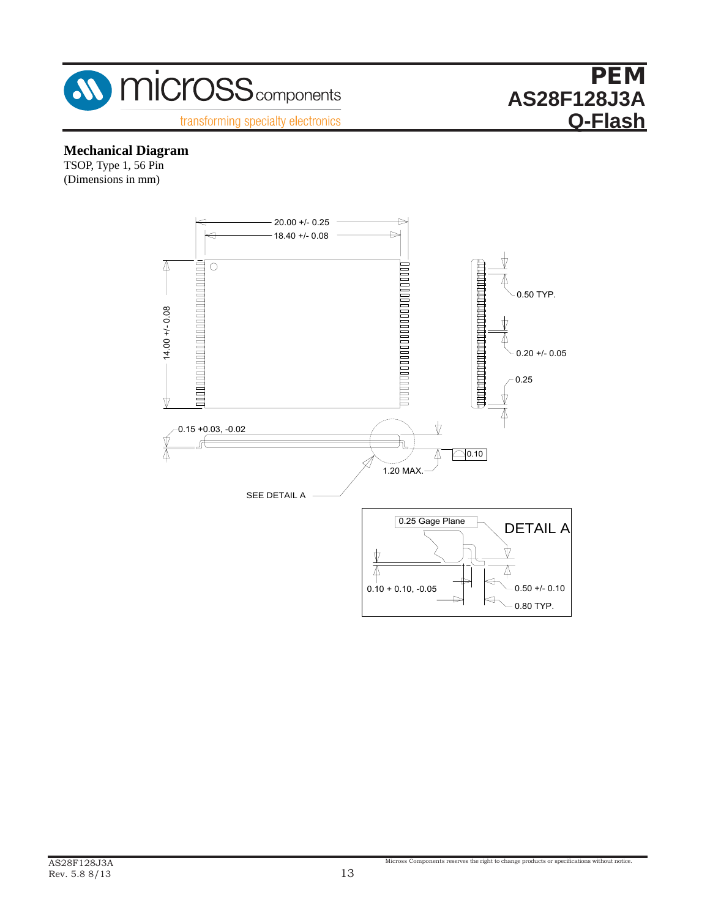## Mechanical Diagram

TSOP, Type 1, 56 Pin
(Dimensions in mm)

20.00 +/- 0.25

18.40 +/- 0.08

14.00 +/- 0.08

0.50 TYP.

0.20 +/- 0.05

0.25

0.15 +0.03, -0.02

0.10

1.20 MAX.

SEE DETAIL A

DETAIL A

0.25 Gage Plane

0.10 + 0.10, -0.05

0.50 +/- 0.10

0.80 TYP.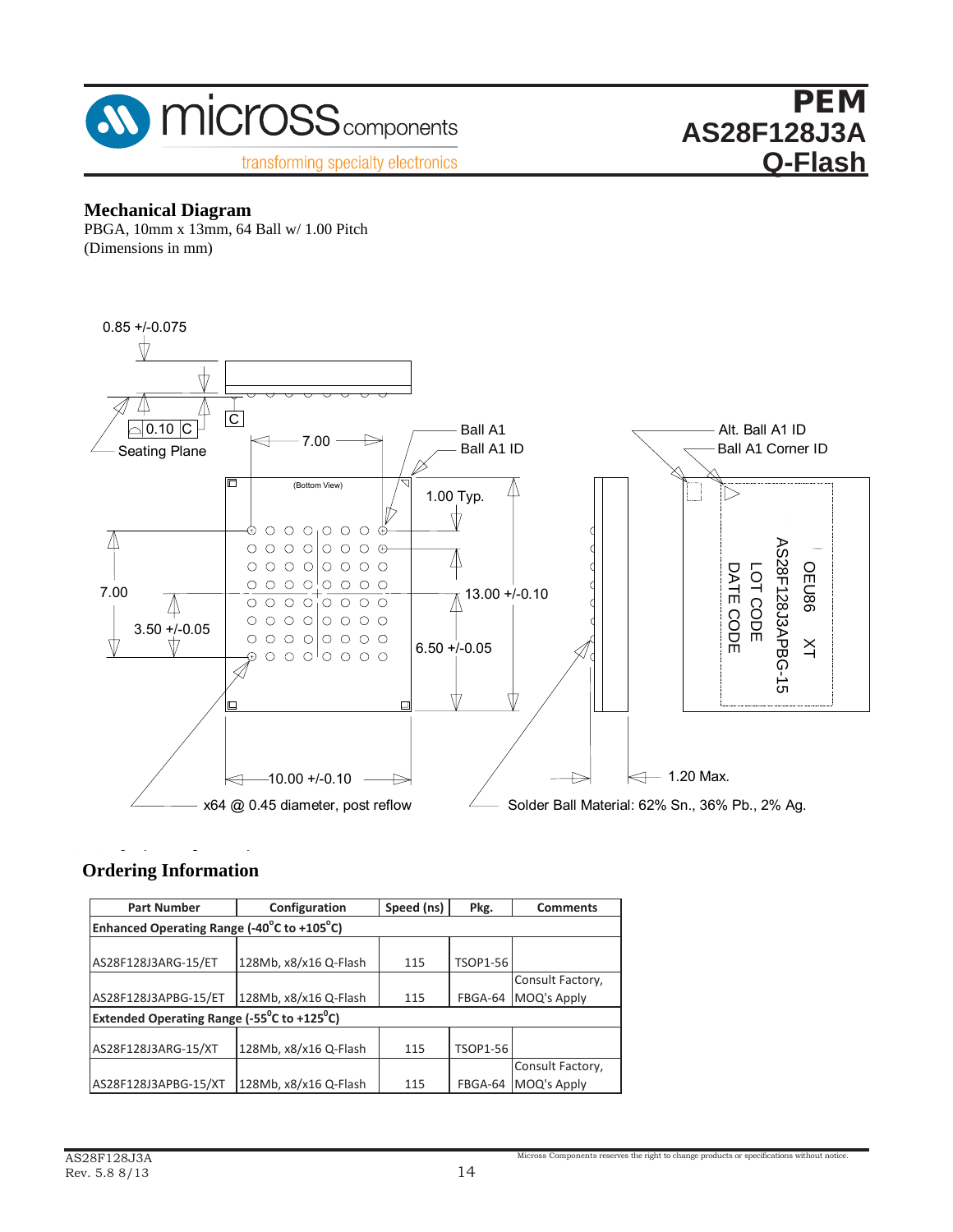## Mechanical Diagram

PBGA, 10mm x 13mm, 64 Ball w/ 1.00 Pitch
(Dimensions in mm)

0.85 +/-0.075

0.10 C

Seating Plane

C

7.00

(Bottom View)

Ball A1

Ball A1 ID

1.00 Typ.

13.00 +/-0.10

6.50 +/-0.05

7.00

3.50 +/-0.05

10.00 +/-0.10

x64 @ 0.45 diameter, post reflow

Alt. Ball A1 ID

Ball A1 Corner ID

OEU86 XT

AS28F128J3APBG-15

LOT CODE

DATE CODE

1.20 Max.

Solder Ball Material: 62% Sn., 36% Pb., 2% Ag.

## Ordering Information

| Part Number | Configuration | Speed (ns) | Pkg. | Comments |
|---|---|---|---|---|
| **Enhanced Operating Range (-40°C to +105°C)** | | | | |
| AS28F128J3ARG-15/ET | 128Mb, x8/x16 Q-Flash | 115 | TSOP1-56 | |
| AS28F128J3APBG-15/ET | 128Mb, x8/x16 Q-Flash | 115 | FBGA-64 | Consult Factory, MOQ's Apply |
| **Extended Operating Range (-55°C to +125°C)** | | | | |
| AS28F128J3ARG-15/XT | 128Mb, x8/x16 Q-Flash | 115 | TSOP1-56 | |
| AS28F128J3APBG-15/XT | 128Mb, x8/x16 Q-Flash | 115 | FBGA-64 | Consult Factory, MOQ's Apply |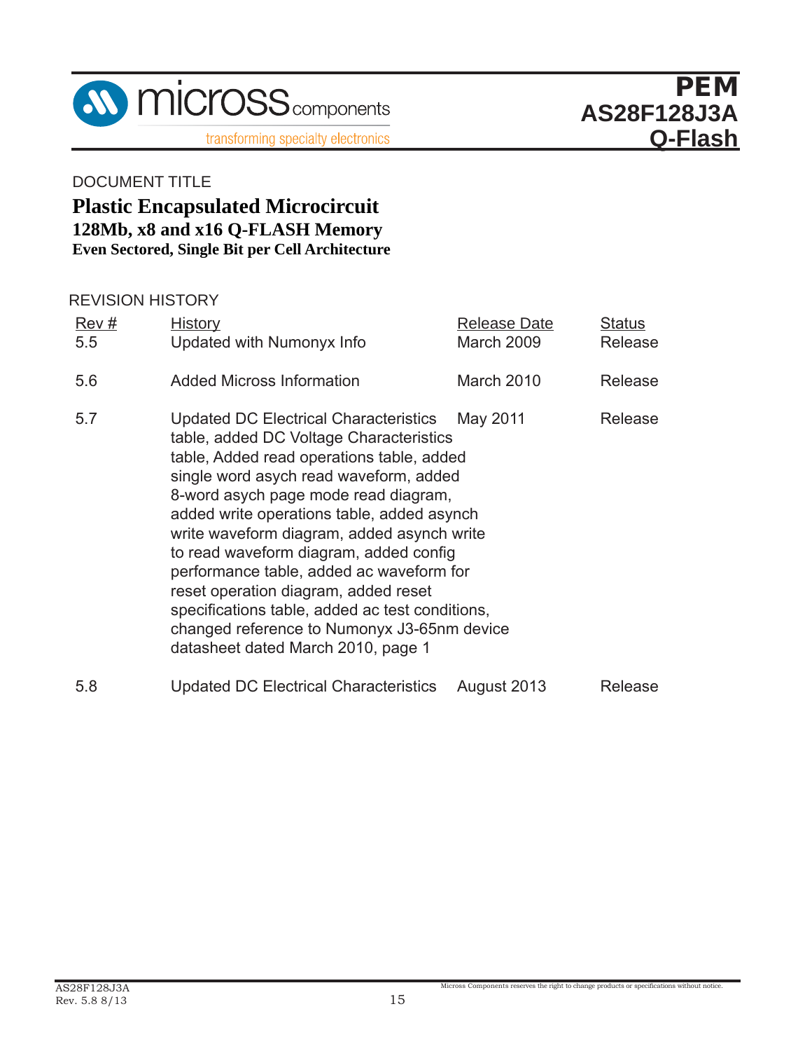DOCUMENT TITLE

# Plastic Encapsulated Microcircuit

## 128Mb, x8 and x16 Q-FLASH Memory

### Even Sectored, Single Bit per Cell Architecture

REVISION HISTORY

| Rev # | History | Release Date | Status |
|---|---|---|---|
| 5.5 | Updated with Numonyx Info | March 2009 | Release |
| 5.6 | Added Micross Information | March 2010 | Release |
| 5.7 | Updated DC Electrical Characteristics table, added DC Voltage Characteristics table, Added read operations table, added single word asych read waveform, added 8-word asych page mode read diagram, added write operations table, added asynch write waveform diagram, added asynch write to read waveform diagram, added config performance table, added ac waveform for reset operation diagram, added reset specifications table, added ac test conditions, changed reference to Numonyx J3-65nm device datasheet dated March 2010, page 1 | May 2011 | Release |
| 5.8 | Updated DC Electrical Characteristics | August 2013 | Release |